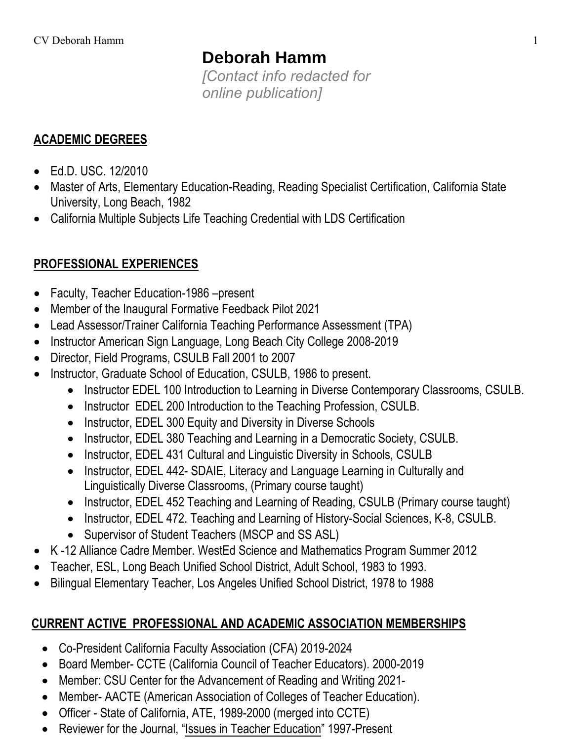# Deborah Hamm

*[Contact info redacted for online publication]*

## ACADEMIC DEGREES

- Ed.D. USC. 12/2010
- Master of Arts, Elementary Education-Reading, Reading Specialist Certification, California State University, Long Beach, 1982
- California Multiple Subjects Life Teaching Credential with LDS Certification

## PROFESSIONAL EXPERIENCES

- Faculty, Teacher Education-1986 –present
- Member of the Inaugural Formative Feedback Pilot 2021
- Lead Assessor/Trainer California Teaching Performance Assessment (TPA)
- Instructor American Sign Language, Long Beach City College 2008-2019
- Director, Field Programs, CSULB Fall 2001 to 2007
- Instructor, Graduate School of Education, CSULB, 1986 to present.
    - Instructor EDEL 100 Introduction to Learning in Diverse Contemporary Classrooms, CSULB.
    - Instructor EDEL 200 Introduction to the Teaching Profession, CSULB.
    - Instructor, EDEL 300 Equity and Diversity in Diverse Schools
    - Instructor, EDEL 380 Teaching and Learning in a Democratic Society, CSULB.
    - Instructor, EDEL 431 Cultural and Linguistic Diversity in Schools, CSULB
    - Instructor, EDEL 442- SDAIE, Literacy and Language Learning in Culturally and Linguistically Diverse Classrooms, (Primary course taught)
    - Instructor, EDEL 452 Teaching and Learning of Reading, CSULB (Primary course taught)
    - Instructor, EDEL 472. Teaching and Learning of History-Social Sciences, K-8, CSULB.
    - Supervisor of Student Teachers (MSCP and SS ASL)
- K -12 Alliance Cadre Member. WestEd Science and Mathematics Program Summer 2012
- Teacher, ESL, Long Beach Unified School District, Adult School, 1983 to 1993.
- Bilingual Elementary Teacher, Los Angeles Unified School District, 1978 to 1988

## CURRENT ACTIVE PROFESSIONAL AND ACADEMIC ASSOCIATION MEMBERSHIPS

- Co-President California Faculty Association (CFA) 2019-2024
- Board Member- CCTE (California Council of Teacher Educators). 2000-2019
- Member: CSU Center for the Advancement of Reading and Writing 2021-
- Member- AACTE (American Association of Colleges of Teacher Education).
- Officer - State of California, ATE, 1989-2000 (merged into CCTE)
- Reviewer for the Journal, "Issues in Teacher Education" 1997-Present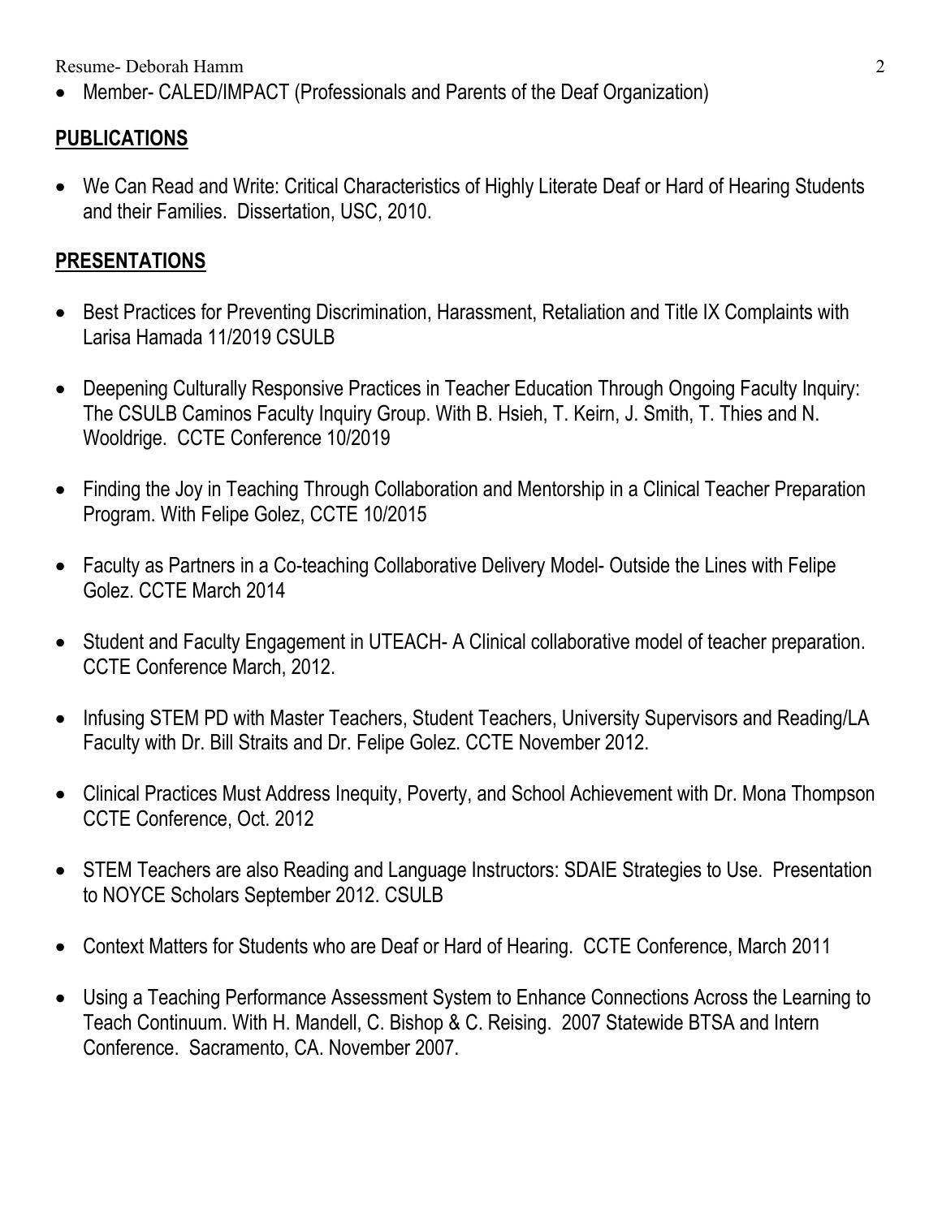- Member- CALED/IMPACT (Professionals and Parents of the Deaf Organization)

## PUBLICATIONS

- We Can Read and Write: Critical Characteristics of Highly Literate Deaf or Hard of Hearing Students and their Families. Dissertation, USC, 2010.

## PRESENTATIONS

- Best Practices for Preventing Discrimination, Harassment, Retaliation and Title IX Complaints with Larisa Hamada 11/2019 CSULB

- Deepening Culturally Responsive Practices in Teacher Education Through Ongoing Faculty Inquiry: The CSULB Caminos Faculty Inquiry Group. With B. Hsieh, T. Keirn, J. Smith, T. Thies and N. Wooldrige. CCTE Conference 10/2019

- Finding the Joy in Teaching Through Collaboration and Mentorship in a Clinical Teacher Preparation Program. With Felipe Golez, CCTE 10/2015

- Faculty as Partners in a Co-teaching Collaborative Delivery Model- Outside the Lines with Felipe Golez. CCTE March 2014

- Student and Faculty Engagement in UTEACH- A Clinical collaborative model of teacher preparation. CCTE Conference March, 2012.

- Infusing STEM PD with Master Teachers, Student Teachers, University Supervisors and Reading/LA Faculty with Dr. Bill Straits and Dr. Felipe Golez. CCTE November 2012.

- Clinical Practices Must Address Inequity, Poverty, and School Achievement with Dr. Mona Thompson CCTE Conference, Oct. 2012

- STEM Teachers are also Reading and Language Instructors: SDAIE Strategies to Use. Presentation to NOYCE Scholars September 2012. CSULB

- Context Matters for Students who are Deaf or Hard of Hearing. CCTE Conference, March 2011

- Using a Teaching Performance Assessment System to Enhance Connections Across the Learning to Teach Continuum. With H. Mandell, C. Bishop & C. Reising. 2007 Statewide BTSA and Intern Conference. Sacramento, CA. November 2007.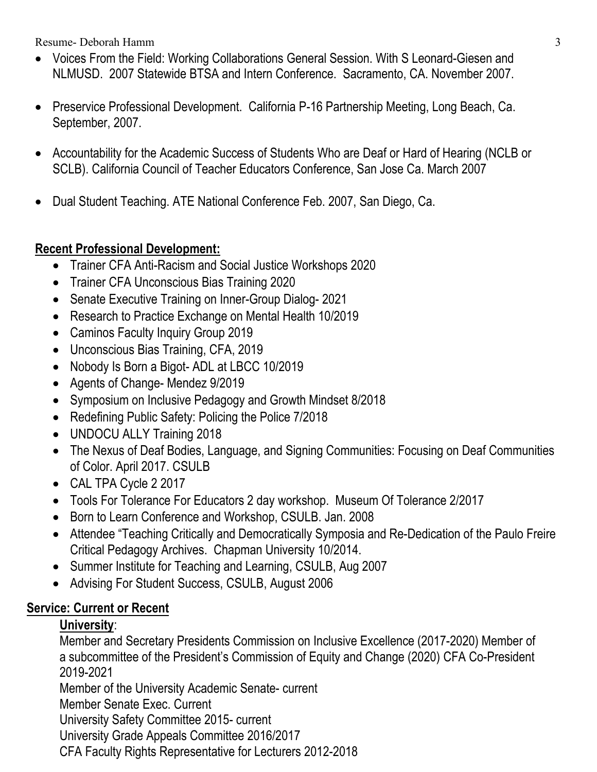- Voices From the Field: Working Collaborations General Session. With S Leonard-Giesen and NLMUSD. 2007 Statewide BTSA and Intern Conference. Sacramento, CA. November 2007.

- Preservice Professional Development. California P-16 Partnership Meeting, Long Beach, Ca. September, 2007.

- Accountability for the Academic Success of Students Who are Deaf or Hard of Hearing (NCLB or SCLB). California Council of Teacher Educators Conference, San Jose Ca. March 2007

- Dual Student Teaching. ATE National Conference Feb. 2007, San Diego, Ca.

**Recent Professional Development:**

- Trainer CFA Anti-Racism and Social Justice Workshops 2020
- Trainer CFA Unconscious Bias Training 2020
- Senate Executive Training on Inner-Group Dialog- 2021
- Research to Practice Exchange on Mental Health 10/2019
- Caminos Faculty Inquiry Group 2019
- Unconscious Bias Training, CFA, 2019
- Nobody Is Born a Bigot- ADL at LBCC 10/2019
- Agents of Change- Mendez 9/2019
- Symposium on Inclusive Pedagogy and Growth Mindset 8/2018
- Redefining Public Safety: Policing the Police 7/2018
- UNDOCU ALLY Training 2018
- The Nexus of Deaf Bodies, Language, and Signing Communities: Focusing on Deaf Communities of Color. April 2017. CSULB
- CAL TPA Cycle 2 2017
- Tools For Tolerance For Educators 2 day workshop. Museum Of Tolerance 2/2017
- Born to Learn Conference and Workshop, CSULB. Jan. 2008
- Attendee "Teaching Critically and Democratically Symposia and Re-Dedication of the Paulo Freire Critical Pedagogy Archives. Chapman University 10/2014.
- Summer Institute for Teaching and Learning, CSULB, Aug 2007
- Advising For Student Success, CSULB, August 2006

**Service: Current or Recent**

**University**:

Member and Secretary Presidents Commission on Inclusive Excellence (2017-2020) Member of a subcommittee of the President's Commission of Equity and Change (2020) CFA Co-President 2019-2021

Member of the University Academic Senate- current

Member Senate Exec. Current

University Safety Committee 2015- current

University Grade Appeals Committee 2016/2017

CFA Faculty Rights Representative for Lecturers 2012-2018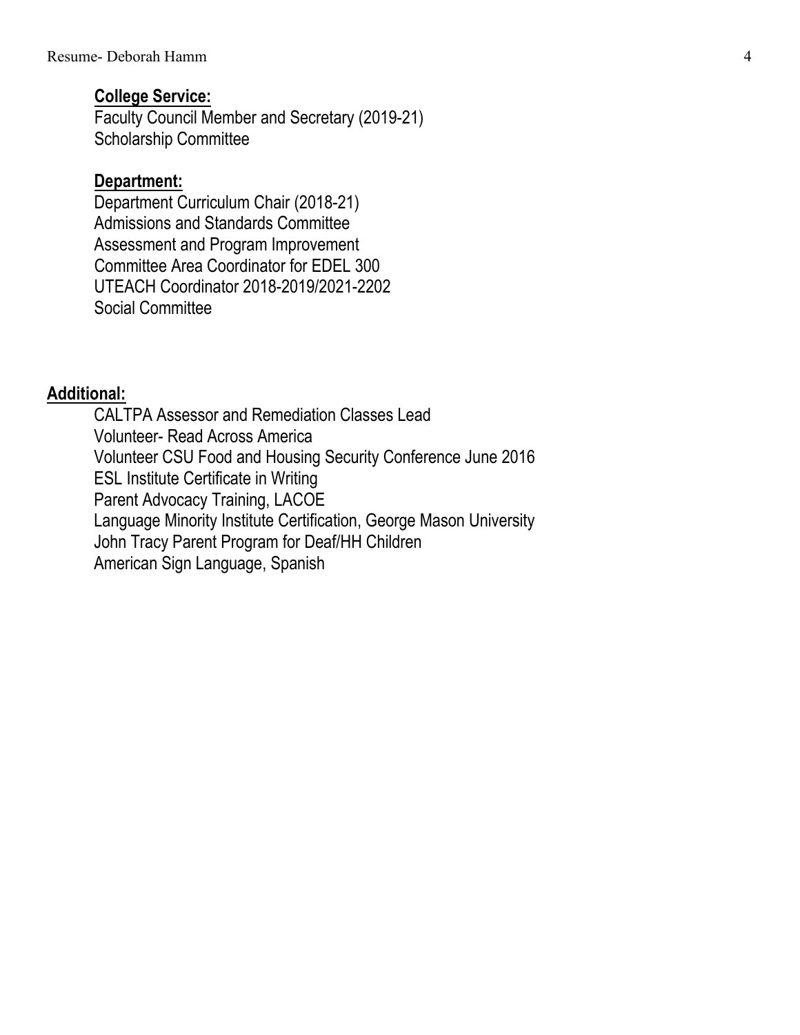**College Service:**
Faculty Council Member and Secretary (2019-21)
Scholarship Committee

**Department:**
Department Curriculum Chair (2018-21)
Admissions and Standards Committee
Assessment and Program Improvement
Committee Area Coordinator for EDEL 300
UTEACH Coordinator 2018-2019/2021-2202
Social Committee

**Additional:**

CALTPA Assessor and Remediation Classes Lead
Volunteer- Read Across America
Volunteer CSU Food and Housing Security Conference June 2016
ESL Institute Certificate in Writing
Parent Advocacy Training, LACOE
Language Minority Institute Certification, George Mason University
John Tracy Parent Program for Deaf/HH Children
American Sign Language, Spanish